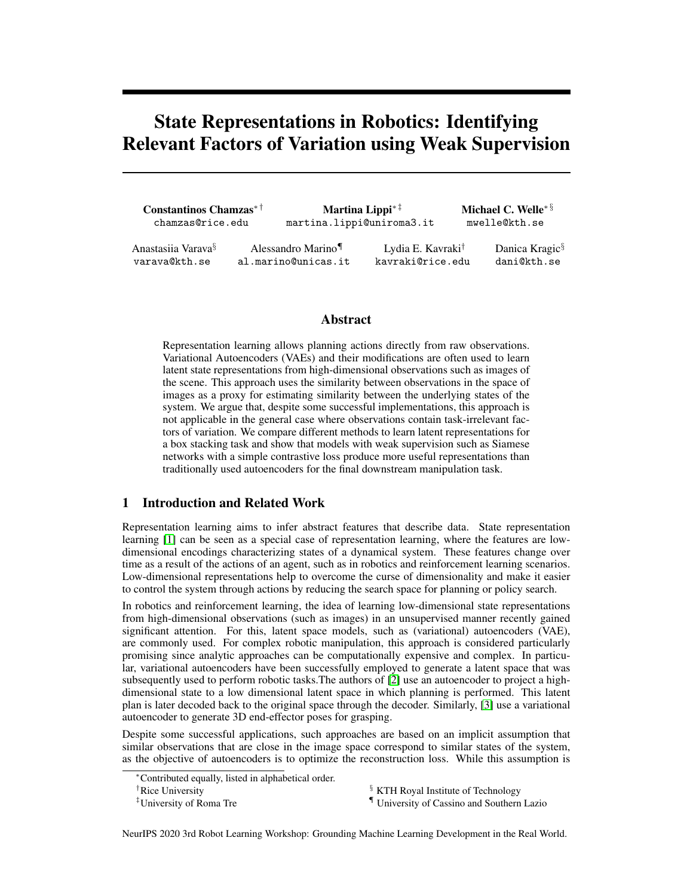# State Representations in Robotics: Identifying Relevant Factors of Variation using Weak Supervision

**Constantinos Chamzas**[*, †] chamzas@rice.edu

**Martina Lippi**[*, ‡] martina.lippi@uniroma3.it

**Michael C. Welle**[*, §] mwelle@kth.se

Anastasiia Varava[§] varava@kth.se

Alessandro Marino[¶] al.marino@unicas.it

Lydia E. Kavraki[†] kavraki@rice.edu

Danica Kragic[§] dani@kth.se

## Abstract

Representation learning allows planning actions directly from raw observations. Variational Autoencoders (VAEs) and their modifications are often used to learn latent state representations from high-dimensional observations such as images of the scene. This approach uses the similarity between observations in the space of images as a proxy for estimating similarity between the underlying states of the system. We argue that, despite some successful implementations, this approach is not applicable in the general case where observations contain task-irrelevant factors of variation. We compare different methods to learn latent representations for a box stacking task and show that models with weak supervision such as Siamese networks with a simple contrastive loss produce more useful representations than traditionally used autoencoders for the final downstream manipulation task.

## 1 Introduction and Related Work

Representation learning aims to infer abstract features that describe data. State representation learning [1] can be seen as a special case of representation learning, where the features are low-dimensional encodings characterizing states of a dynamical system. These features change over time as a result of the actions of an agent, such as in robotics and reinforcement learning scenarios. Low-dimensional representations help to overcome the curse of dimensionality and make it easier to control the system through actions by reducing the search space for planning or policy search.

In robotics and reinforcement learning, the idea of learning low-dimensional state representations from high-dimensional observations (such as images) in an unsupervised manner recently gained significant attention. For this, latent space models, such as (variational) autoencoders (VAE), are commonly used. For complex robotic manipulation, this approach is considered particularly promising since analytic approaches can be computationally expensive and complex. In particular, variational autoencoders have been successfully employed to generate a latent space that was subsequently used to perform robotic tasks.The authors of [2] use an autoencoder to project a high-dimensional state to a low dimensional latent space in which planning is performed. This latent plan is later decoded back to the original space through the decoder. Similarly, [3] use a variational autoencoder to generate 3D end-effector poses for grasping.

Despite some successful applications, such approaches are based on an implicit assumption that similar observations that are close in the image space correspond to similar states of the system, as the objective of autoencoders is to optimize the reconstruction loss. While this assumption is

[*]Contributed equally, listed in alphabetical order.

[†]Rice University

[‡]University of Roma Tre

[§] KTH Royal Institute of Technology

[¶] University of Cassino and Southern Lazio

NeurIPS 2020 3rd Robot Learning Workshop: Grounding Machine Learning Development in the Real World.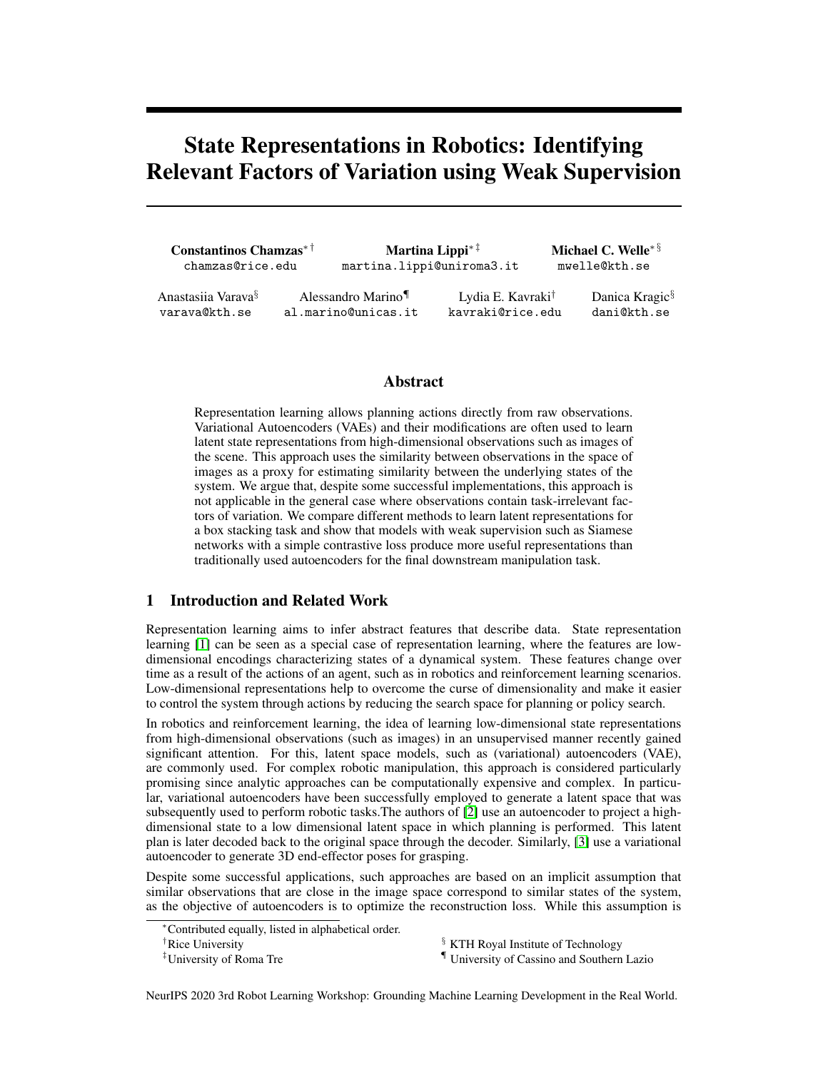# State Representations in Robotics: Identifying Relevant Factors of Variation using Weak Supervision

**Constantinos Chamzas**[*] [†]
chamzas@rice.edu

**Martina Lippi**[*] [‡]
martina.lippi@uniroma3.it

**Michael C. Welle**[*] [§]
mwelle@kth.se

Anastasiia Varava[§]
varava@kth.se

Alessandro Marino[¶]
al.marino@unicas.it

Lydia E. Kavraki[†]
kavraki@rice.edu

Danica Kragic[§]
dani@kth.se

## Abstract

Representation learning allows planning actions directly from raw observations. Variational Autoencoders (VAEs) and their modifications are often used to learn latent state representations from high-dimensional observations such as images of the scene. This approach uses the similarity between observations in the space of images as a proxy for estimating similarity between the underlying states of the system. We argue that, despite some successful implementations, this approach is not applicable in the general case where observations contain task-irrelevant factors of variation. We compare different methods to learn latent representations for a box stacking task and show that models with weak supervision such as Siamese networks with a simple contrastive loss produce more useful representations than traditionally used autoencoders for the final downstream manipulation task.

## 1 Introduction and Related Work

Representation learning aims to infer abstract features that describe data. State representation learning [1] can be seen as a special case of representation learning, where the features are low-dimensional encodings characterizing states of a dynamical system. These features change over time as a result of the actions of an agent, such as in robotics and reinforcement learning scenarios. Low-dimensional representations help to overcome the curse of dimensionality and make it easier to control the system through actions by reducing the search space for planning or policy search.

In robotics and reinforcement learning, the idea of learning low-dimensional state representations from high-dimensional observations (such as images) in an unsupervised manner recently gained significant attention. For this, latent space models, such as (variational) autoencoders (VAE), are commonly used. For complex robotic manipulation, this approach is considered particularly promising since analytic approaches can be computationally expensive and complex. In particular, variational autoencoders have been successfully employed to generate a latent space that was subsequently used to perform robotic tasks.The authors of [2] use an autoencoder to project a high-dimensional state to a low dimensional latent space in which planning is performed. This latent plan is later decoded back to the original space through the decoder. Similarly, [3] use a variational autoencoder to generate 3D end-effector poses for grasping.

Despite some successful applications, such approaches are based on an implicit assumption that similar observations that are close in the image space correspond to similar states of the system, as the objective of autoencoders is to optimize the reconstruction loss. While this assumption is

[*]Contributed equally, listed in alphabetical order.
[†]Rice University
[‡]University of Roma Tre
[§] KTH Royal Institute of Technology
[¶] University of Cassino and Southern Lazio

NeurIPS 2020 3rd Robot Learning Workshop: Grounding Machine Learning Development in the Real World.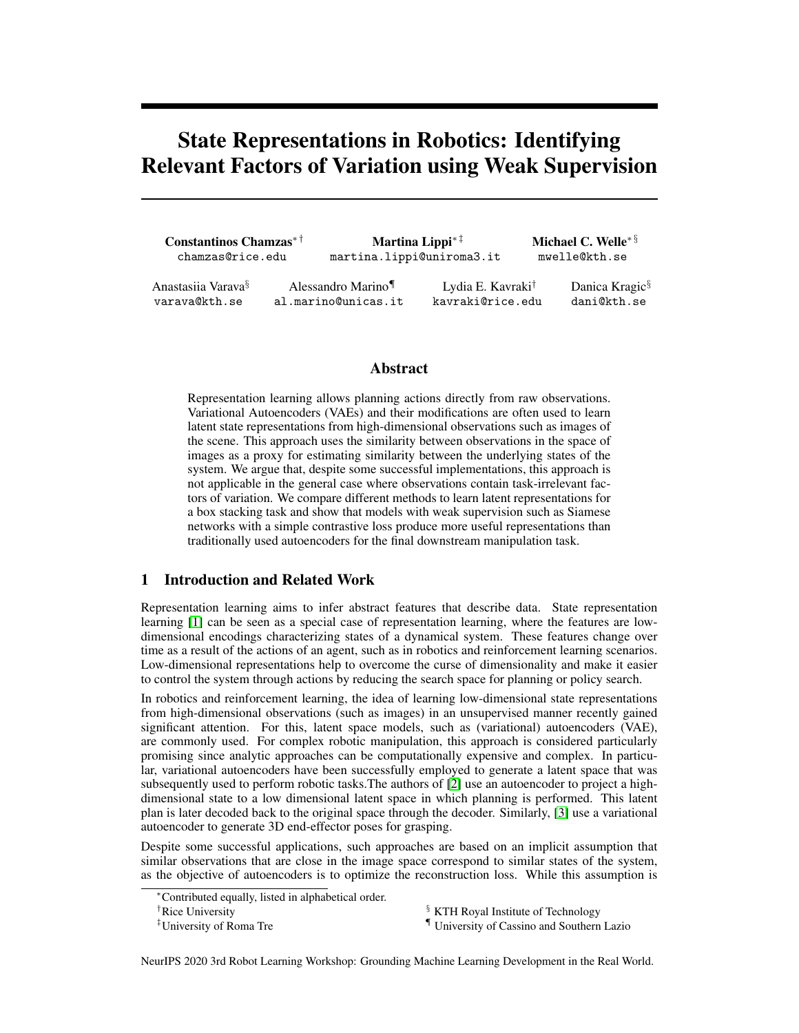# State Representations in Robotics: Identifying Relevant Factors of Variation using Weak Supervision

**Constantinos Chamzas**[*] [†]
chamzas@rice.edu

**Martina Lippi**[*] [‡]
martina.lippi@uniroma3.it

**Michael C. Welle**[*] [§]
mwelle@kth.se

Anastasiia Varava[§]
varava@kth.se

Alessandro Marino[¶]
al.marino@unicas.it

Lydia E. Kavraki[†]
kavraki@rice.edu

Danica Kragic[§]
dani@kth.se

## Abstract

Representation learning allows planning actions directly from raw observations. Variational Autoencoders (VAEs) and their modifications are often used to learn latent state representations from high-dimensional observations such as images of the scene. This approach uses the similarity between observations in the space of images as a proxy for estimating similarity between the underlying states of the system. We argue that, despite some successful implementations, this approach is not applicable in the general case where observations contain task-irrelevant factors of variation. We compare different methods to learn latent representations for a box stacking task and show that models with weak supervision such as Siamese networks with a simple contrastive loss produce more useful representations than traditionally used autoencoders for the final downstream manipulation task.

## 1 Introduction and Related Work

Representation learning aims to infer abstract features that describe data. State representation learning [1] can be seen as a special case of representation learning, where the features are low-dimensional encodings characterizing states of a dynamical system. These features change over time as a result of the actions of an agent, such as in robotics and reinforcement learning scenarios. Low-dimensional representations help to overcome the curse of dimensionality and make it easier to control the system through actions by reducing the search space for planning or policy search.

In robotics and reinforcement learning, the idea of learning low-dimensional state representations from high-dimensional observations (such as images) in an unsupervised manner recently gained significant attention. For this, latent space models, such as (variational) autoencoders (VAE), are commonly used. For complex robotic manipulation, this approach is considered particularly promising since analytic approaches can be computationally expensive and complex. In particular, variational autoencoders have been successfully employed to generate a latent space that was subsequently used to perform robotic tasks.The authors of [2] use an autoencoder to project a high-dimensional state to a low dimensional latent space in which planning is performed. This latent plan is later decoded back to the original space through the decoder. Similarly, [3] use a variational autoencoder to generate 3D end-effector poses for grasping.

Despite some successful applications, such approaches are based on an implicit assumption that similar observations that are close in the image space correspond to similar states of the system, as the objective of autoencoders is to optimize the reconstruction loss. While this assumption is

[*]Contributed equally, listed in alphabetical order.
[†]Rice University
[‡]University of Roma Tre
[§] KTH Royal Institute of Technology
[¶] University of Cassino and Southern Lazio

NeurIPS 2020 3rd Robot Learning Workshop: Grounding Machine Learning Development in the Real World.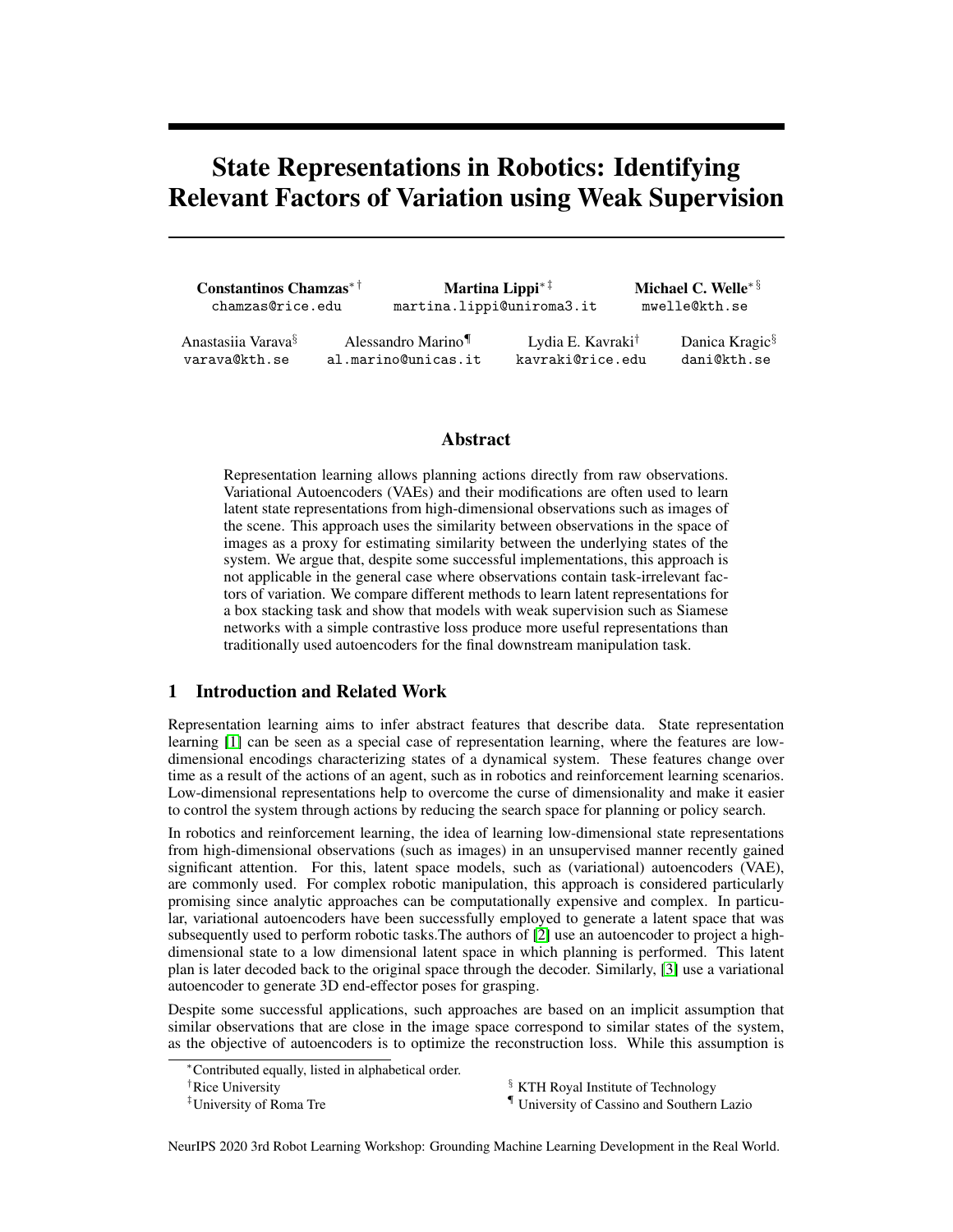# State Representations in Robotics: Identifying Relevant Factors of Variation using Weak Supervision

**Constantinos Chamzas**[*][†]
chamzas@rice.edu

**Martina Lippi**[*][‡]
martina.lippi@uniroma3.it

**Michael C. Welle**[*][§]
mwelle@kth.se

Anastasiia Varava[§]
varava@kth.se

Alessandro Marino[¶]
al.marino@unicas.it

Lydia E. Kavraki[†]
kavraki@rice.edu

Danica Kragic[§]
dani@kth.se

## Abstract

Representation learning allows planning actions directly from raw observations. Variational Autoencoders (VAEs) and their modifications are often used to learn latent state representations from high-dimensional observations such as images of the scene. This approach uses the similarity between observations in the space of images as a proxy for estimating similarity between the underlying states of the system. We argue that, despite some successful implementations, this approach is not applicable in the general case where observations contain task-irrelevant factors of variation. We compare different methods to learn latent representations for a box stacking task and show that models with weak supervision such as Siamese networks with a simple contrastive loss produce more useful representations than traditionally used autoencoders for the final downstream manipulation task.

## 1 Introduction and Related Work

Representation learning aims to infer abstract features that describe data. State representation learning [1] can be seen as a special case of representation learning, where the features are low-dimensional encodings characterizing states of a dynamical system. These features change over time as a result of the actions of an agent, such as in robotics and reinforcement learning scenarios. Low-dimensional representations help to overcome the curse of dimensionality and make it easier to control the system through actions by reducing the search space for planning or policy search.

In robotics and reinforcement learning, the idea of learning low-dimensional state representations from high-dimensional observations (such as images) in an unsupervised manner recently gained significant attention. For this, latent space models, such as (variational) autoencoders (VAE), are commonly used. For complex robotic manipulation, this approach is considered particularly promising since analytic approaches can be computationally expensive and complex. In particular, variational autoencoders have been successfully employed to generate a latent space that was subsequently used to perform robotic tasks.The authors of [2] use an autoencoder to project a high-dimensional state to a low dimensional latent space in which planning is performed. This latent plan is later decoded back to the original space through the decoder. Similarly, [3] use a variational autoencoder to generate 3D end-effector poses for grasping.

Despite some successful applications, such approaches are based on an implicit assumption that similar observations that are close in the image space correspond to similar states of the system, as the objective of autoencoders is to optimize the reconstruction loss. While this assumption is

[*]Contributed equally, listed in alphabetical order.
[†]Rice University
[‡]University of Roma Tre
[§] KTH Royal Institute of Technology
[¶] University of Cassino and Southern Lazio

NeurIPS 2020 3rd Robot Learning Workshop: Grounding Machine Learning Development in the Real World.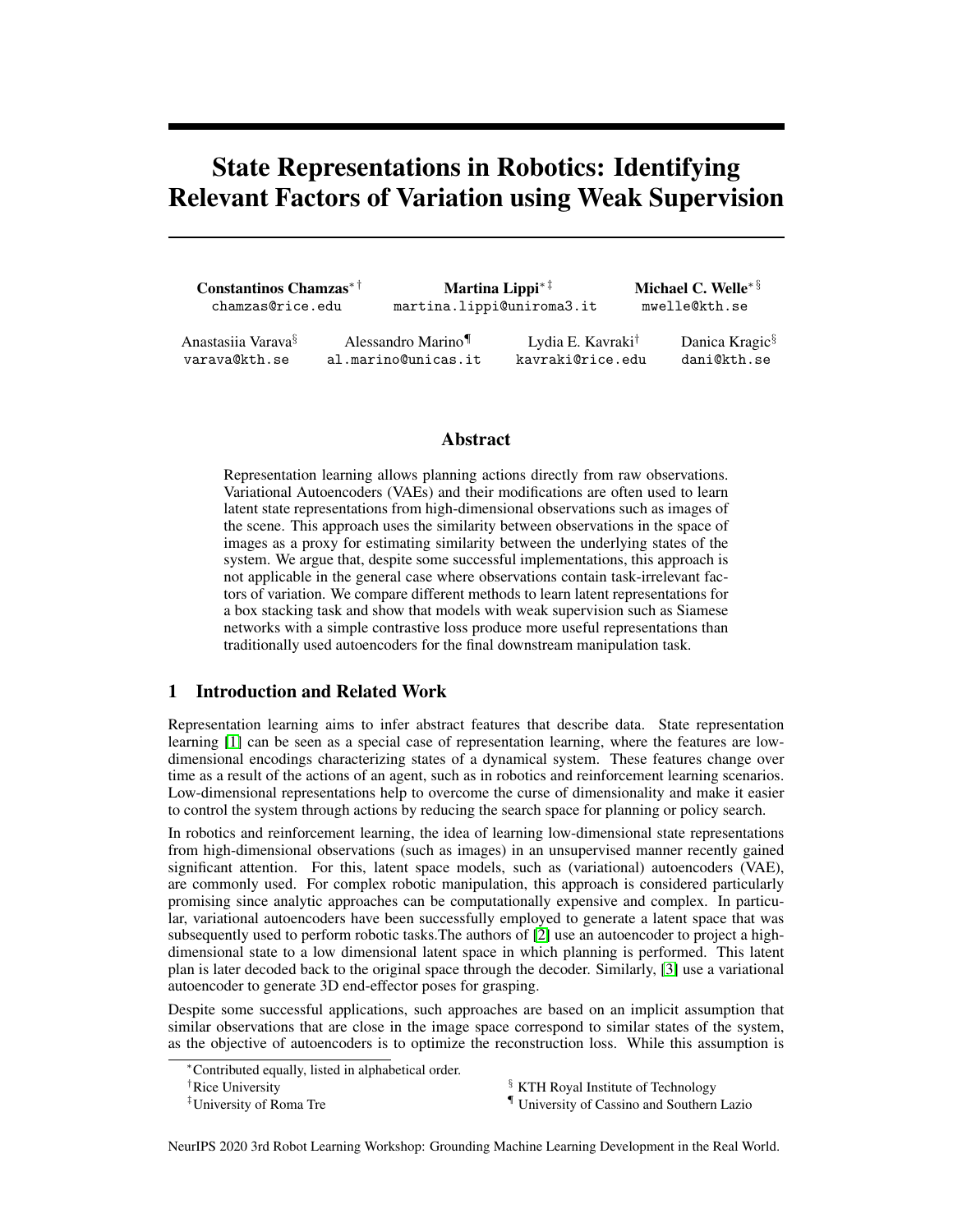# State Representations in Robotics: Identifying Relevant Factors of Variation using Weak Supervision

**Constantinos Chamzas**[*] [†]
chamzas@rice.edu

**Martina Lippi**[*] [‡]
martina.lippi@uniroma3.it

**Michael C. Welle**[*] [§]
mwelle@kth.se

Anastasiia Varava[§]
varava@kth.se

Alessandro Marino[¶]
al.marino@unicas.it

Lydia E. Kavraki[†]
kavraki@rice.edu

Danica Kragic[§]
dani@kth.se

## Abstract

Representation learning allows planning actions directly from raw observations. Variational Autoencoders (VAEs) and their modifications are often used to learn latent state representations from high-dimensional observations such as images of the scene. This approach uses the similarity between observations in the space of images as a proxy for estimating similarity between the underlying states of the system. We argue that, despite some successful implementations, this approach is not applicable in the general case where observations contain task-irrelevant factors of variation. We compare different methods to learn latent representations for a box stacking task and show that models with weak supervision such as Siamese networks with a simple contrastive loss produce more useful representations than traditionally used autoencoders for the final downstream manipulation task.

## 1 Introduction and Related Work

Representation learning aims to infer abstract features that describe data. State representation learning [1] can be seen as a special case of representation learning, where the features are low-dimensional encodings characterizing states of a dynamical system. These features change over time as a result of the actions of an agent, such as in robotics and reinforcement learning scenarios. Low-dimensional representations help to overcome the curse of dimensionality and make it easier to control the system through actions by reducing the search space for planning or policy search.

In robotics and reinforcement learning, the idea of learning low-dimensional state representations from high-dimensional observations (such as images) in an unsupervised manner recently gained significant attention. For this, latent space models, such as (variational) autoencoders (VAE), are commonly used. For complex robotic manipulation, this approach is considered particularly promising since analytic approaches can be computationally expensive and complex. In particular, variational autoencoders have been successfully employed to generate a latent space that was subsequently used to perform robotic tasks.The authors of [2] use an autoencoder to project a high-dimensional state to a low dimensional latent space in which planning is performed. This latent plan is later decoded back to the original space through the decoder. Similarly, [3] use a variational autoencoder to generate 3D end-effector poses for grasping.

Despite some successful applications, such approaches are based on an implicit assumption that similar observations that are close in the image space correspond to similar states of the system, as the objective of autoencoders is to optimize the reconstruction loss. While this assumption is

[*]Contributed equally, listed in alphabetical order.
[†]Rice University
[‡]University of Roma Tre
[§] KTH Royal Institute of Technology
[¶] University of Cassino and Southern Lazio

NeurIPS 2020 3rd Robot Learning Workshop: Grounding Machine Learning Development in the Real World.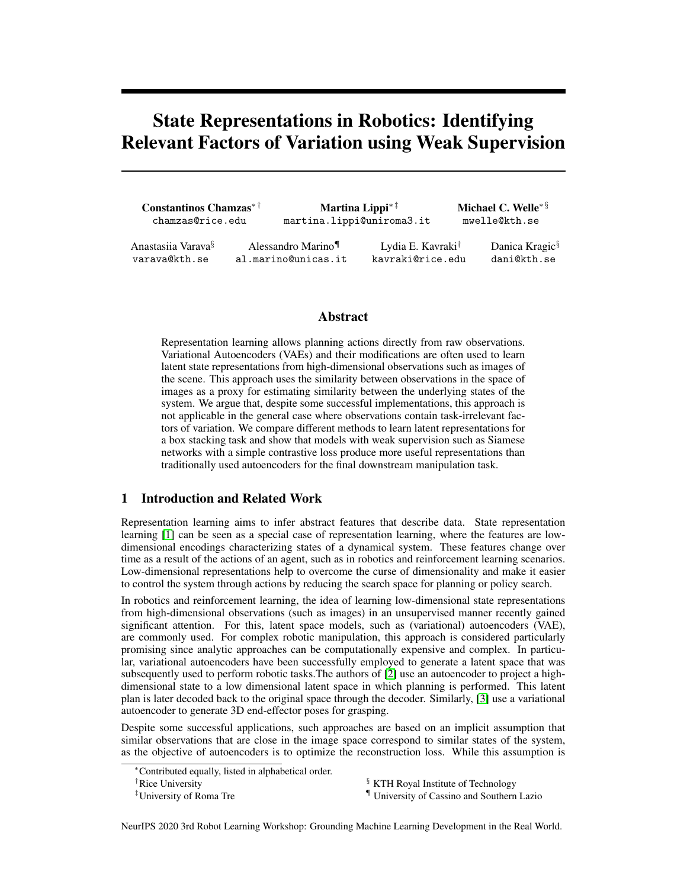# State Representations in Robotics: Identifying Relevant Factors of Variation using Weak Supervision

**Constantinos Chamzas**[*] [†]
chamzas@rice.edu

**Martina Lippi**[*] [‡]
martina.lippi@uniroma3.it

**Michael C. Welle**[*] [§]
mwelle@kth.se

Anastasiia Varava[§]
varava@kth.se

Alessandro Marino[¶]
al.marino@unicas.it

Lydia E. Kavraki[†]
kavraki@rice.edu

Danica Kragic[§]
dani@kth.se

## Abstract

Representation learning allows planning actions directly from raw observations. Variational Autoencoders (VAEs) and their modifications are often used to learn latent state representations from high-dimensional observations such as images of the scene. This approach uses the similarity between observations in the space of images as a proxy for estimating similarity between the underlying states of the system. We argue that, despite some successful implementations, this approach is not applicable in the general case where observations contain task-irrelevant factors of variation. We compare different methods to learn latent representations for a box stacking task and show that models with weak supervision such as Siamese networks with a simple contrastive loss produce more useful representations than traditionally used autoencoders for the final downstream manipulation task.

## 1 Introduction and Related Work

Representation learning aims to infer abstract features that describe data. State representation learning [1] can be seen as a special case of representation learning, where the features are low-dimensional encodings characterizing states of a dynamical system. These features change over time as a result of the actions of an agent, such as in robotics and reinforcement learning scenarios. Low-dimensional representations help to overcome the curse of dimensionality and make it easier to control the system through actions by reducing the search space for planning or policy search.

In robotics and reinforcement learning, the idea of learning low-dimensional state representations from high-dimensional observations (such as images) in an unsupervised manner recently gained significant attention. For this, latent space models, such as (variational) autoencoders (VAE), are commonly used. For complex robotic manipulation, this approach is considered particularly promising since analytic approaches can be computationally expensive and complex. In particular, variational autoencoders have been successfully employed to generate a latent space that was subsequently used to perform robotic tasks.The authors of [2] use an autoencoder to project a high-dimensional state to a low dimensional latent space in which planning is performed. This latent plan is later decoded back to the original space through the decoder. Similarly, [3] use a variational autoencoder to generate 3D end-effector poses for grasping.

Despite some successful applications, such approaches are based on an implicit assumption that similar observations that are close in the image space correspond to similar states of the system, as the objective of autoencoders is to optimize the reconstruction loss. While this assumption is

[*]Contributed equally, listed in alphabetical order.
[†]Rice University
[‡]University of Roma Tre
[§] KTH Royal Institute of Technology
[¶] University of Cassino and Southern Lazio

NeurIPS 2020 3rd Robot Learning Workshop: Grounding Machine Learning Development in the Real World.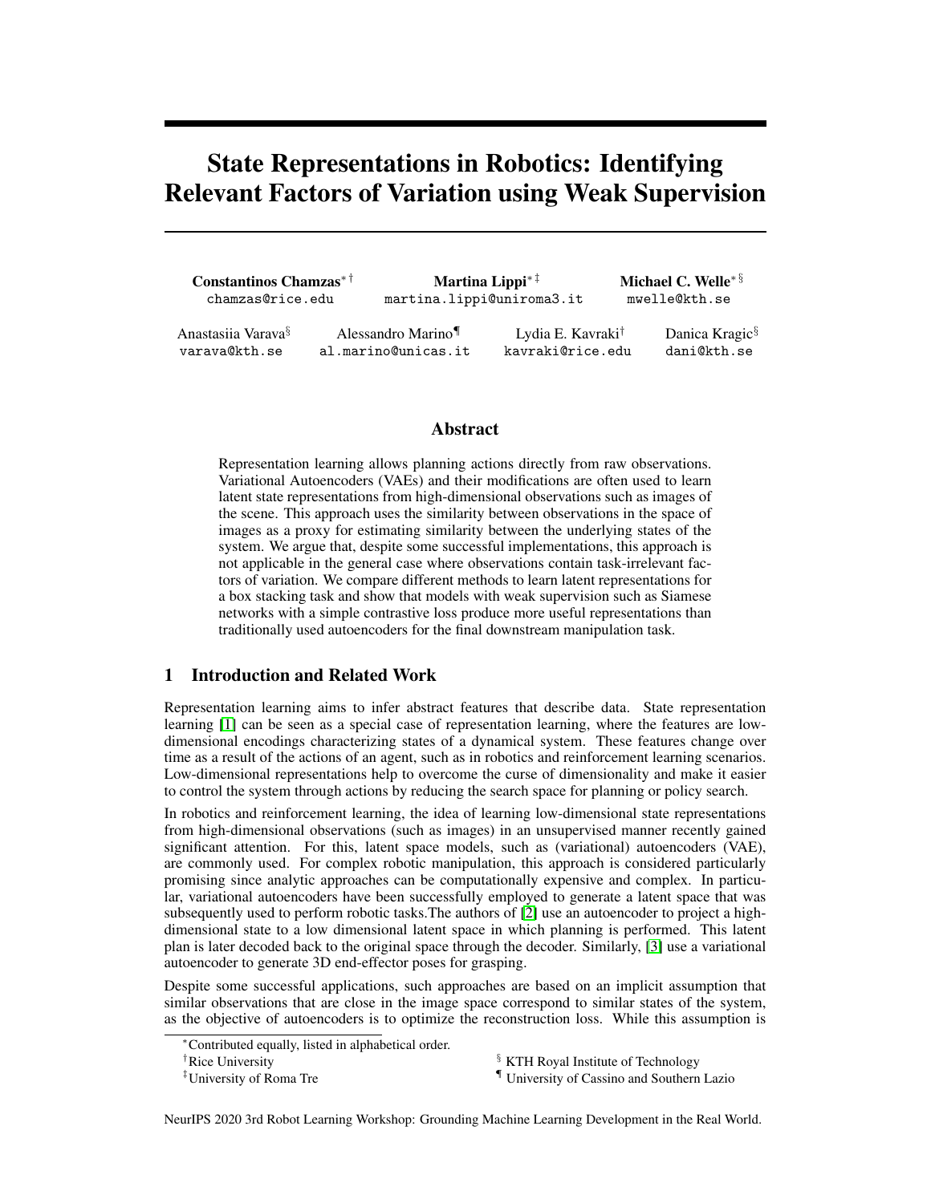# State Representations in Robotics: Identifying Relevant Factors of Variation using Weak Supervision

**Constantinos Chamzas**[*] [†]
chamzas@rice.edu

**Martina Lippi**[*] [‡]
martina.lippi@uniroma3.it

**Michael C. Welle**[*] [§]
mwelle@kth.se

Anastasiia Varava[§]
varava@kth.se

Alessandro Marino[¶]
al.marino@unicas.it

Lydia E. Kavraki[†]
kavraki@rice.edu

Danica Kragic[§]
dani@kth.se

## Abstract

Representation learning allows planning actions directly from raw observations. Variational Autoencoders (VAEs) and their modifications are often used to learn latent state representations from high-dimensional observations such as images of the scene. This approach uses the similarity between observations in the space of images as a proxy for estimating similarity between the underlying states of the system. We argue that, despite some successful implementations, this approach is not applicable in the general case where observations contain task-irrelevant factors of variation. We compare different methods to learn latent representations for a box stacking task and show that models with weak supervision such as Siamese networks with a simple contrastive loss produce more useful representations than traditionally used autoencoders for the final downstream manipulation task.

## 1 Introduction and Related Work

Representation learning aims to infer abstract features that describe data. State representation learning [1] can be seen as a special case of representation learning, where the features are low-dimensional encodings characterizing states of a dynamical system. These features change over time as a result of the actions of an agent, such as in robotics and reinforcement learning scenarios. Low-dimensional representations help to overcome the curse of dimensionality and make it easier to control the system through actions by reducing the search space for planning or policy search.

In robotics and reinforcement learning, the idea of learning low-dimensional state representations from high-dimensional observations (such as images) in an unsupervised manner recently gained significant attention. For this, latent space models, such as (variational) autoencoders (VAE), are commonly used. For complex robotic manipulation, this approach is considered particularly promising since analytic approaches can be computationally expensive and complex. In particular, variational autoencoders have been successfully employed to generate a latent space that was subsequently used to perform robotic tasks.The authors of [2] use an autoencoder to project a high-dimensional state to a low dimensional latent space in which planning is performed. This latent plan is later decoded back to the original space through the decoder. Similarly, [3] use a variational autoencoder to generate 3D end-effector poses for grasping.

Despite some successful applications, such approaches are based on an implicit assumption that similar observations that are close in the image space correspond to similar states of the system, as the objective of autoencoders is to optimize the reconstruction loss. While this assumption is

[*]Contributed equally, listed in alphabetical order.
[†]Rice University
[‡]University of Roma Tre
[§] KTH Royal Institute of Technology
[¶] University of Cassino and Southern Lazio

NeurIPS 2020 3rd Robot Learning Workshop: Grounding Machine Learning Development in the Real World.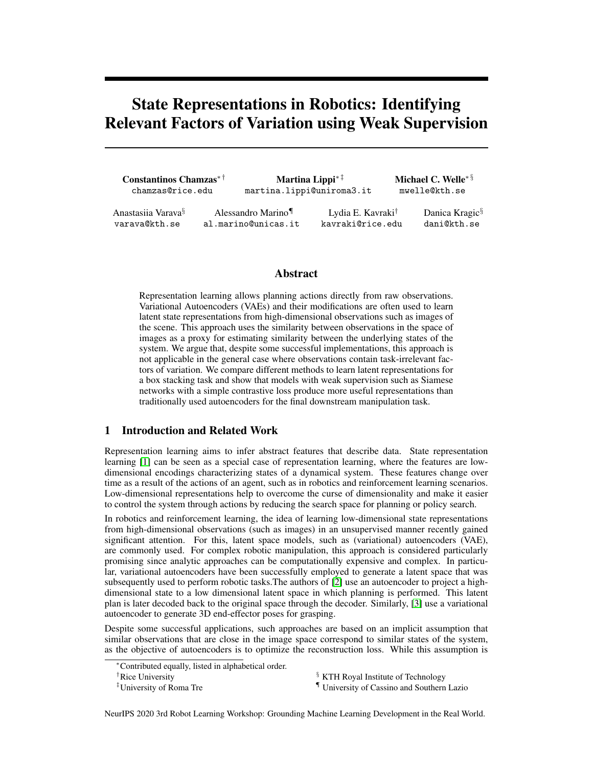# State Representations in Robotics: Identifying Relevant Factors of Variation using Weak Supervision

**Constantinos Chamzas**[*] [†]
chamzas@rice.edu

**Martina Lippi**[*] [‡]
martina.lippi@uniroma3.it

**Michael C. Welle**[*] [§]
mwelle@kth.se

Anastasiia Varava[§]
varava@kth.se

Alessandro Marino[¶]
al.marino@unicas.it

Lydia E. Kavraki[†]
kavraki@rice.edu

Danica Kragic[§]
dani@kth.se

## Abstract

Representation learning allows planning actions directly from raw observations. Variational Autoencoders (VAEs) and their modifications are often used to learn latent state representations from high-dimensional observations such as images of the scene. This approach uses the similarity between observations in the space of images as a proxy for estimating similarity between the underlying states of the system. We argue that, despite some successful implementations, this approach is not applicable in the general case where observations contain task-irrelevant factors of variation. We compare different methods to learn latent representations for a box stacking task and show that models with weak supervision such as Siamese networks with a simple contrastive loss produce more useful representations than traditionally used autoencoders for the final downstream manipulation task.

## 1 Introduction and Related Work

Representation learning aims to infer abstract features that describe data. State representation learning [1] can be seen as a special case of representation learning, where the features are low-dimensional encodings characterizing states of a dynamical system. These features change over time as a result of the actions of an agent, such as in robotics and reinforcement learning scenarios. Low-dimensional representations help to overcome the curse of dimensionality and make it easier to control the system through actions by reducing the search space for planning or policy search.

In robotics and reinforcement learning, the idea of learning low-dimensional state representations from high-dimensional observations (such as images) in an unsupervised manner recently gained significant attention. For this, latent space models, such as (variational) autoencoders (VAE), are commonly used. For complex robotic manipulation, this approach is considered particularly promising since analytic approaches can be computationally expensive and complex. In particular, variational autoencoders have been successfully employed to generate a latent space that was subsequently used to perform robotic tasks.The authors of [2] use an autoencoder to project a high-dimensional state to a low dimensional latent space in which planning is performed. This latent plan is later decoded back to the original space through the decoder. Similarly, [3] use a variational autoencoder to generate 3D end-effector poses for grasping.

Despite some successful applications, such approaches are based on an implicit assumption that similar observations that are close in the image space correspond to similar states of the system, as the objective of autoencoders is to optimize the reconstruction loss. While this assumption is

[*]Contributed equally, listed in alphabetical order.
[†]Rice University
[‡]University of Roma Tre
[§] KTH Royal Institute of Technology
[¶] University of Cassino and Southern Lazio

NeurIPS 2020 3rd Robot Learning Workshop: Grounding Machine Learning Development in the Real World.